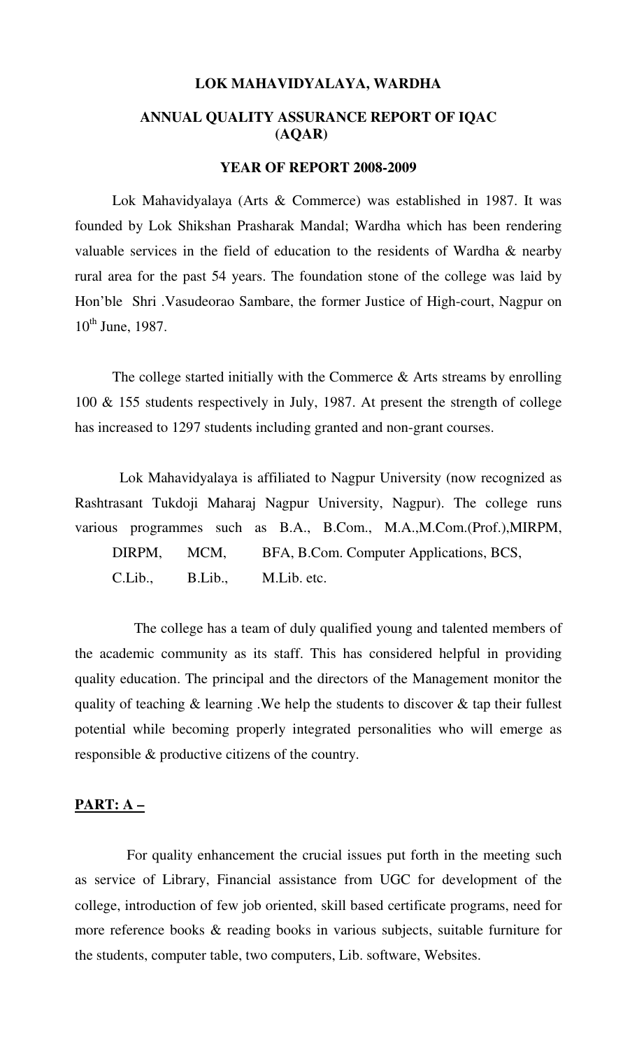# LOK MAHAVIDYALAYA, WARDHA

## ANNUAL QUALITY ASSURANCE REPORT OF IQAC (AQAR)

### YEAR OF REPORT 2008-2009

Lok Mahavidyalaya (Arts & Commerce) was established in 1987. It was founded by Lok Shikshan Prasharak Mandal; Wardha which has been rendering valuable services in the field of education to the residents of Wardha & nearby rural area for the past 54 years. The foundation stone of the college was laid by Hon'ble Shri .Vasudeorao Sambare, the former Justice of High-court, Nagpur on 10th June, 1987.

The college started initially with the Commerce & Arts streams by enrolling 100 & 155 students respectively in July, 1987. At present the strength of college has increased to 1297 students including granted and non-grant courses.

Lok Mahavidyalaya is affiliated to Nagpur University (now recognized as Rashtrasant Tukdoji Maharaj Nagpur University, Nagpur). The college runs various programmes such as B.A., B.Com., M.A.,M.Com.(Prof.),MIRPM, DIRPM, MCM, BFA, B.Com. Computer Applications, BCS, C.Lib., B.Lib., M.Lib. etc.

The college has a team of duly qualified young and talented members of the academic community as its staff. This has considered helpful in providing quality education. The principal and the directors of the Management monitor the quality of teaching & learning .We help the students to discover & tap their fullest potential while becoming properly integrated personalities who will emerge as responsible & productive citizens of the country.

**PART: A –**

For quality enhancement the crucial issues put forth in the meeting such as service of Library, Financial assistance from UGC for development of the college, introduction of few job oriented, skill based certificate programs, need for more reference books & reading books in various subjects, suitable furniture for the students, computer table, two computers, Lib. software, Websites.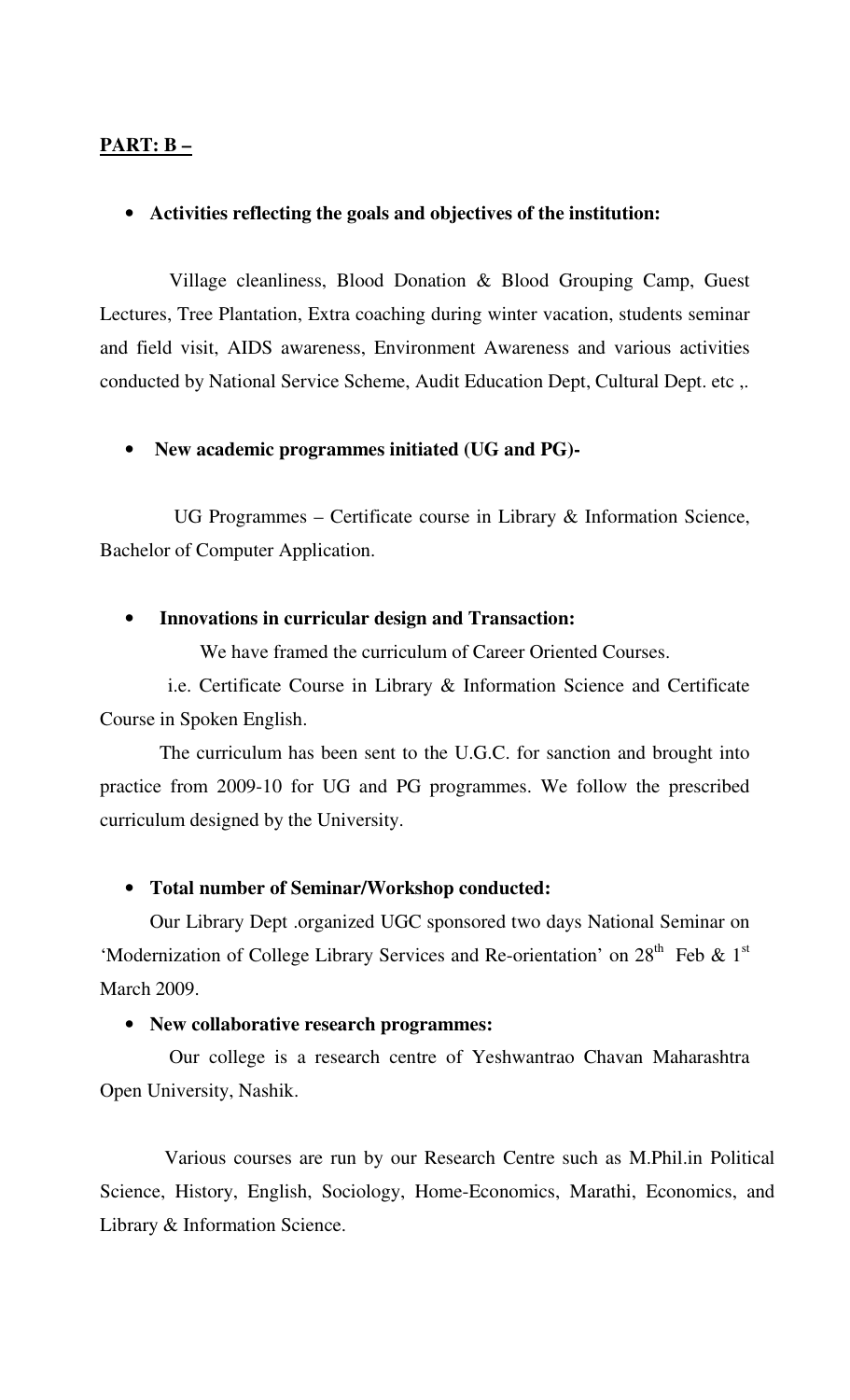**PART: B –**

- **Activities reflecting the goals and objectives of the institution:**

Village cleanliness, Blood Donation & Blood Grouping Camp, Guest Lectures, Tree Plantation, Extra coaching during winter vacation, students seminar and field visit, AIDS awareness, Environment Awareness and various activities conducted by National Service Scheme, Audit Education Dept, Cultural Dept. etc ,.

- **New academic programmes initiated (UG and PG)-**

UG Programmes – Certificate course in Library & Information Science, Bachelor of Computer Application.

- **Innovations in curricular design and Transaction:**

We have framed the curriculum of Career Oriented Courses.

i.e. Certificate Course in Library & Information Science and Certificate Course in Spoken English.

The curriculum has been sent to the U.G.C. for sanction and brought into practice from 2009-10 for UG and PG programmes. We follow the prescribed curriculum designed by the University.

- **Total number of Seminar/Workshop conducted:**

Our Library Dept .organized UGC sponsored two days National Seminar on 'Modernization of College Library Services and Re-orientation' on 28th Feb & 1st March 2009.

- **New collaborative research programmes:**

Our college is a research centre of Yeshwantrao Chavan Maharashtra Open University, Nashik.

Various courses are run by our Research Centre such as M.Phil.in Political Science, History, English, Sociology, Home-Economics, Marathi, Economics, and Library & Information Science.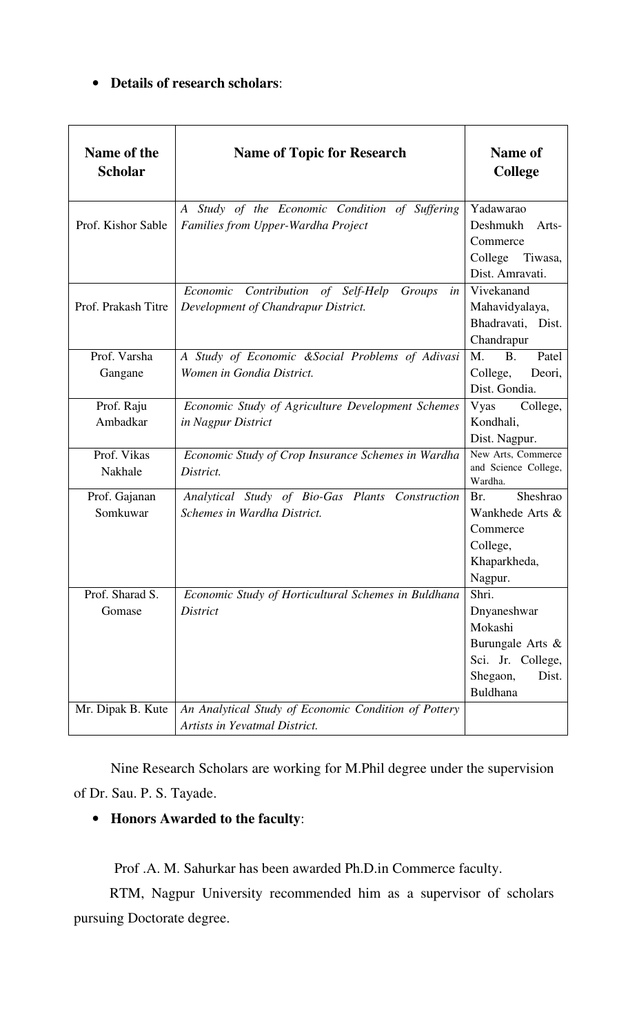- **Details of research scholars**:

| Name of the Scholar | Name of Topic for Research | Name of College |
|---|---|---|
| Prof. Kishor Sable | *A Study of the Economic Condition of Suffering Families from Upper-Wardha Project* | Yadawarao Deshmukh Arts-Commerce College Tiwasa, Dist. Amravati. |
| Prof. Prakash Titre | *Economic Contribution of Self-Help Groups in Development of Chandrapur District.* | Vivekanand Mahavidyalaya, Bhadravati, Dist. Chandrapur |
| Prof. Varsha Gangane | *A Study of Economic &Social Problems of Adivasi Women in Gondia District.* | M. B. Patel College, Deori, Dist. Gondia. |
| Prof. Raju Ambadkar | *Economic Study of Agriculture Development Schemes in Nagpur District* | Vyas College, Kondhali, Dist. Nagpur. |
| Prof. Vikas Nakhale | *Economic Study of Crop Insurance Schemes in Wardha District.* | New Arts, Commerce and Science College, Wardha. |
| Prof. Gajanan Somkuwar | *Analytical Study of Bio-Gas Plants Construction Schemes in Wardha District.* | Br. Sheshrao Wankhede Arts & Commerce College, Khaparkheda, Nagpur. |
| Prof. Sharad S. Gomase | *Economic Study of Horticultural Schemes in Buldhana District* | Shri. Dnyaneshwar Mokashi Burungale Arts & Sci. Jr. College, Shegaon, Dist. Buldhana |
| Mr. Dipak B. Kute | *An Analytical Study of Economic Condition of Pottery Artists in Yevatmal District.* | |

Nine Research Scholars are working for M.Phil degree under the supervision of Dr. Sau. P. S. Tayade.

- **Honors Awarded to the faculty**:

Prof .A. M. Sahurkar has been awarded Ph.D.in Commerce faculty.

RTM, Nagpur University recommended him as a supervisor of scholars pursuing Doctorate degree.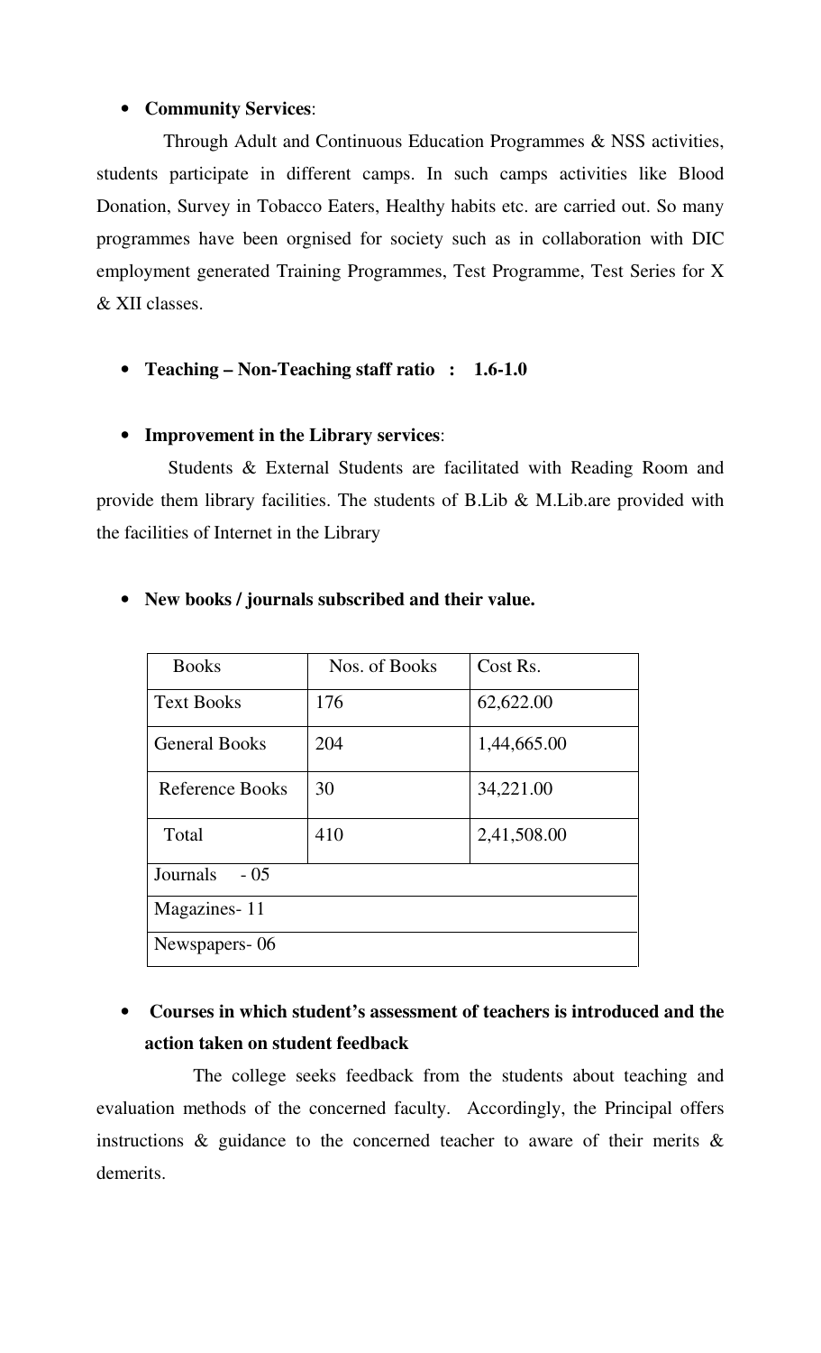- **Community Services**:

Through Adult and Continuous Education Programmes & NSS activities, students participate in different camps. In such camps activities like Blood Donation, Survey in Tobacco Eaters, Healthy habits etc. are carried out. So many programmes have been orgnised for society such as in collaboration with DIC employment generated Training Programmes, Test Programme, Test Series for X & XII classes.

- **Teaching – Non-Teaching staff ratio : 1.6-1.0**

- **Improvement in the Library services**:

Students & External Students are facilitated with Reading Room and provide them library facilities. The students of B.Lib & M.Lib.are provided with the facilities of Internet in the Library

- **New books / journals subscribed and their value.**

| Books | Nos. of Books | Cost Rs. |
|---|---|---|
| Text Books | 176 | 62,622.00 |
| General Books | 204 | 1,44,665.00 |
| Reference Books | 30 | 34,221.00 |
| Total | 410 | 2,41,508.00 |
| Journals - 05 | | |
| Magazines- 11 | | |
| Newspapers- 06 | | |

- **Courses in which student's assessment of teachers is introduced and the action taken on student feedback**

The college seeks feedback from the students about teaching and evaluation methods of the concerned faculty. Accordingly, the Principal offers instructions & guidance to the concerned teacher to aware of their merits & demerits.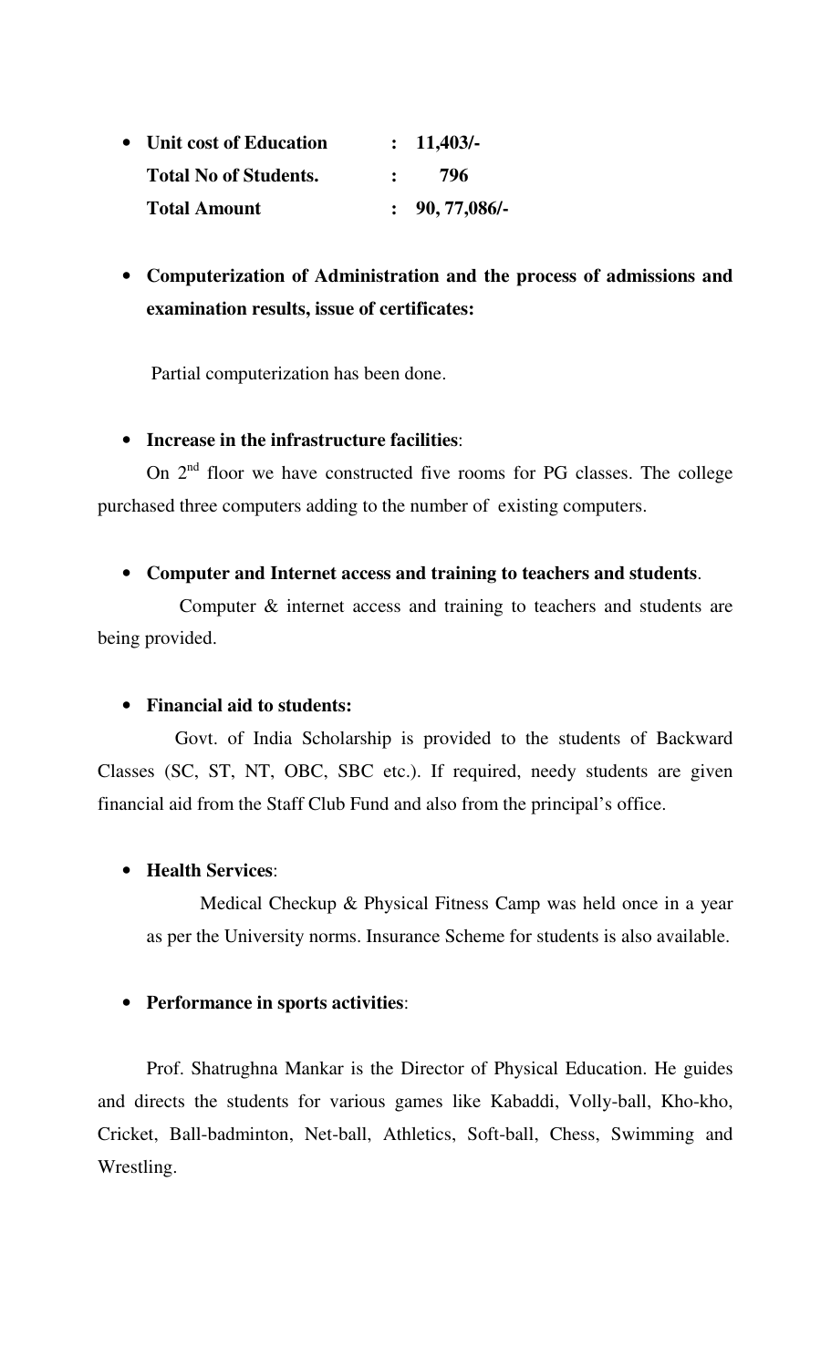- **Unit cost of Education : 11,403/-**

  **Total No of Students. : 796**

  **Total Amount : 90, 77,086/-**

- **Computerization of Administration and the process of admissions and examination results, issue of certificates:**

  Partial computerization has been done.

- **Increase in the infrastructure facilities**:

On 2nd floor we have constructed five rooms for PG classes. The college purchased three computers adding to the number of existing computers.

- **Computer and Internet access and training to teachers and students**.

Computer & internet access and training to teachers and students are being provided.

- **Financial aid to students:**

Govt. of India Scholarship is provided to the students of Backward Classes (SC, ST, NT, OBC, SBC etc.). If required, needy students are given financial aid from the Staff Club Fund and also from the principal's office.

- **Health Services**:

  Medical Checkup & Physical Fitness Camp was held once in a year as per the University norms. Insurance Scheme for students is also available.

- **Performance in sports activities**:

Prof. Shatrughna Mankar is the Director of Physical Education. He guides and directs the students for various games like Kabaddi, Volly-ball, Kho-kho, Cricket, Ball-badminton, Net-ball, Athletics, Soft-ball, Chess, Swimming and Wrestling.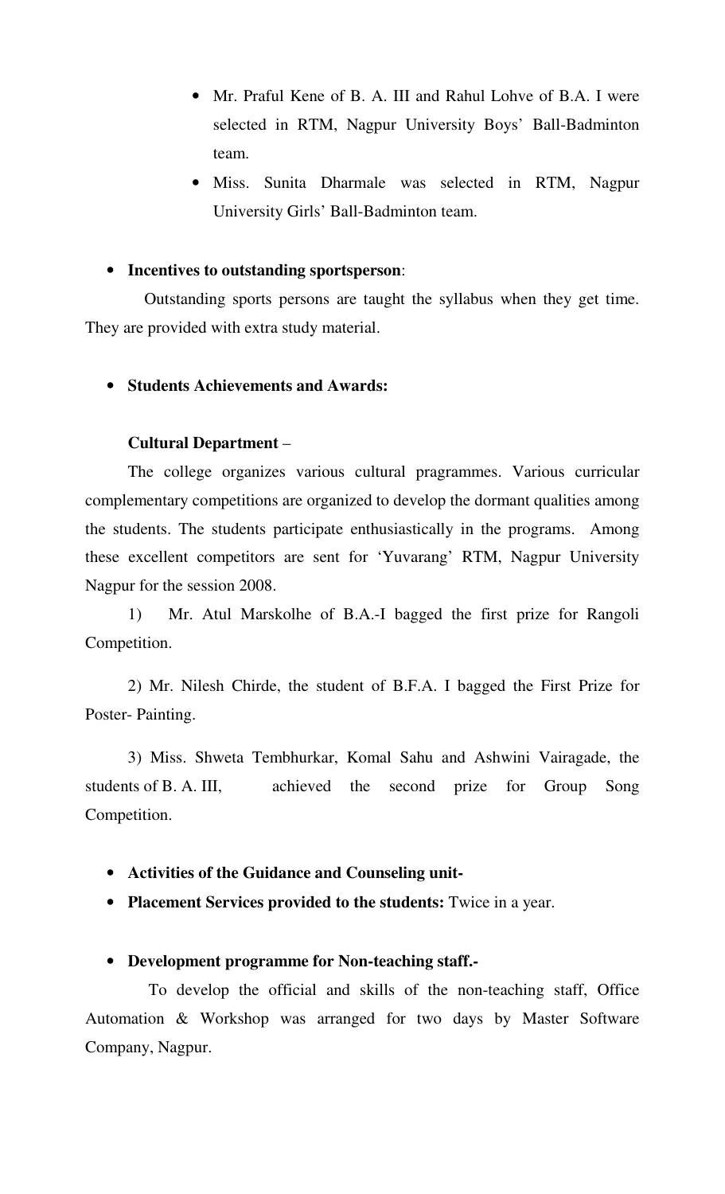- Mr. Praful Kene of B. A. III and Rahul Lohve of B.A. I were selected in RTM, Nagpur University Boys' Ball-Badminton team.
- Miss. Sunita Dharmale was selected in RTM, Nagpur University Girls' Ball-Badminton team.

- **Incentives to outstanding sportsperson**:

Outstanding sports persons are taught the syllabus when they get time. They are provided with extra study material.

- **Students Achievements and Awards:**

**Cultural Department** –

The college organizes various cultural pragrammes. Various curricular complementary competitions are organized to develop the dormant qualities among the students. The students participate enthusiastically in the programs. Among these excellent competitors are sent for 'Yuvarang' RTM, Nagpur University Nagpur for the session 2008.

1) Mr. Atul Marskolhe of B.A.-I bagged the first prize for Rangoli Competition.

2) Mr. Nilesh Chirde, the student of B.F.A. I bagged the First Prize for Poster- Painting.

3) Miss. Shweta Tembhurkar, Komal Sahu and Ashwini Vairagade, the students of B. A. III, achieved the second prize for Group Song Competition.

- **Activities of the Guidance and Counseling unit-**
- **Placement Services provided to the students:** Twice in a year.

- **Development programme for Non-teaching staff.-**

To develop the official and skills of the non-teaching staff, Office Automation & Workshop was arranged for two days by Master Software Company, Nagpur.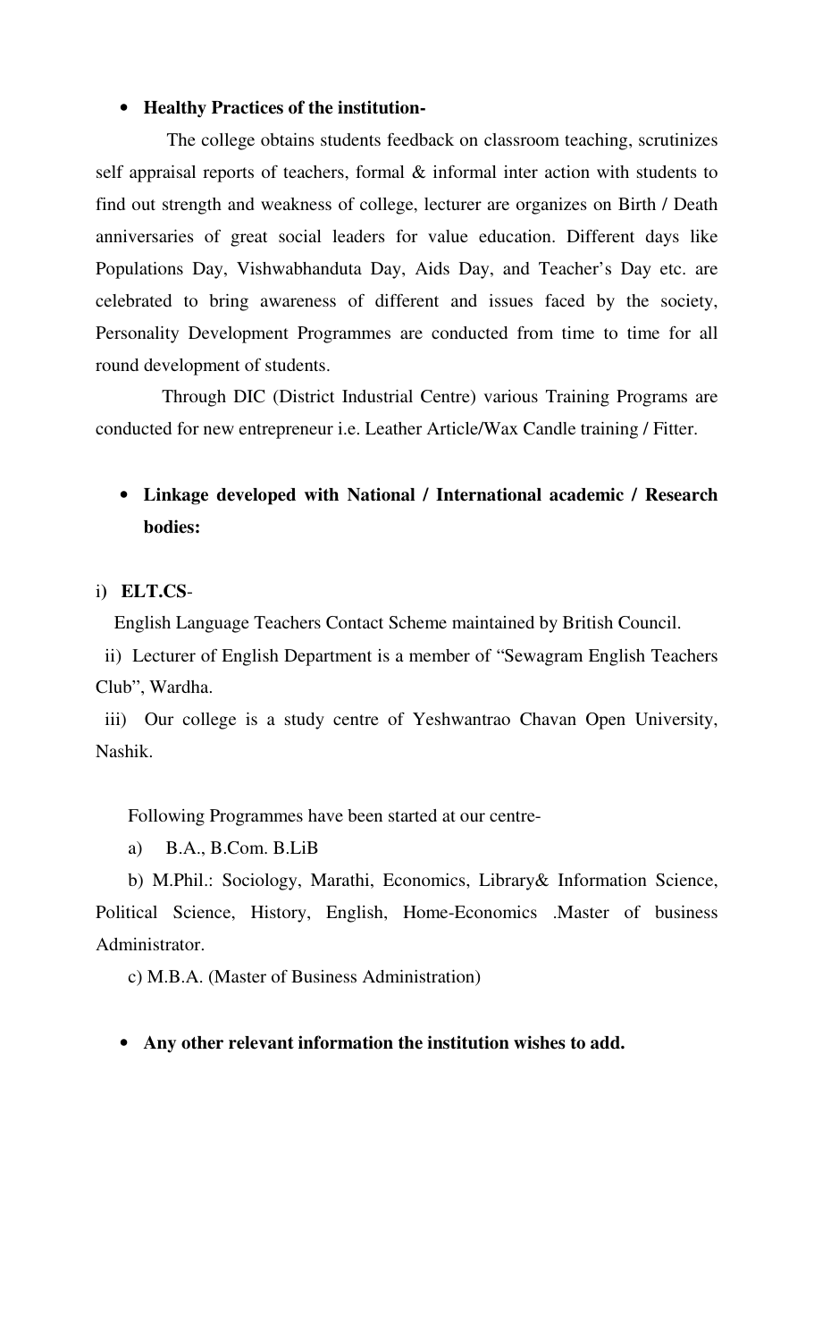- **Healthy Practices of the institution-**

The college obtains students feedback on classroom teaching, scrutinizes self appraisal reports of teachers, formal & informal inter action with students to find out strength and weakness of college, lecturer are organizes on Birth / Death anniversaries of great social leaders for value education. Different days like Populations Day, Vishwabhanduta Day, Aids Day, and Teacher's Day etc. are celebrated to bring awareness of different and issues faced by the society, Personality Development Programmes are conducted from time to time for all round development of students.

Through DIC (District Industrial Centre) various Training Programs are conducted for new entrepreneur i.e. Leather Article/Wax Candle training / Fitter.

- **Linkage developed with National / International academic / Research bodies:**

i) **ELT.CS**-

English Language Teachers Contact Scheme maintained by British Council.

ii) Lecturer of English Department is a member of "Sewagram English Teachers Club", Wardha.

iii) Our college is a study centre of Yeshwantrao Chavan Open University, Nashik.

Following Programmes have been started at our centre-

a) B.A., B.Com. B.LiB

b) M.Phil.: Sociology, Marathi, Economics, Library& Information Science, Political Science, History, English, Home-Economics .Master of business Administrator.

c) M.B.A. (Master of Business Administration)

- **Any other relevant information the institution wishes to add.**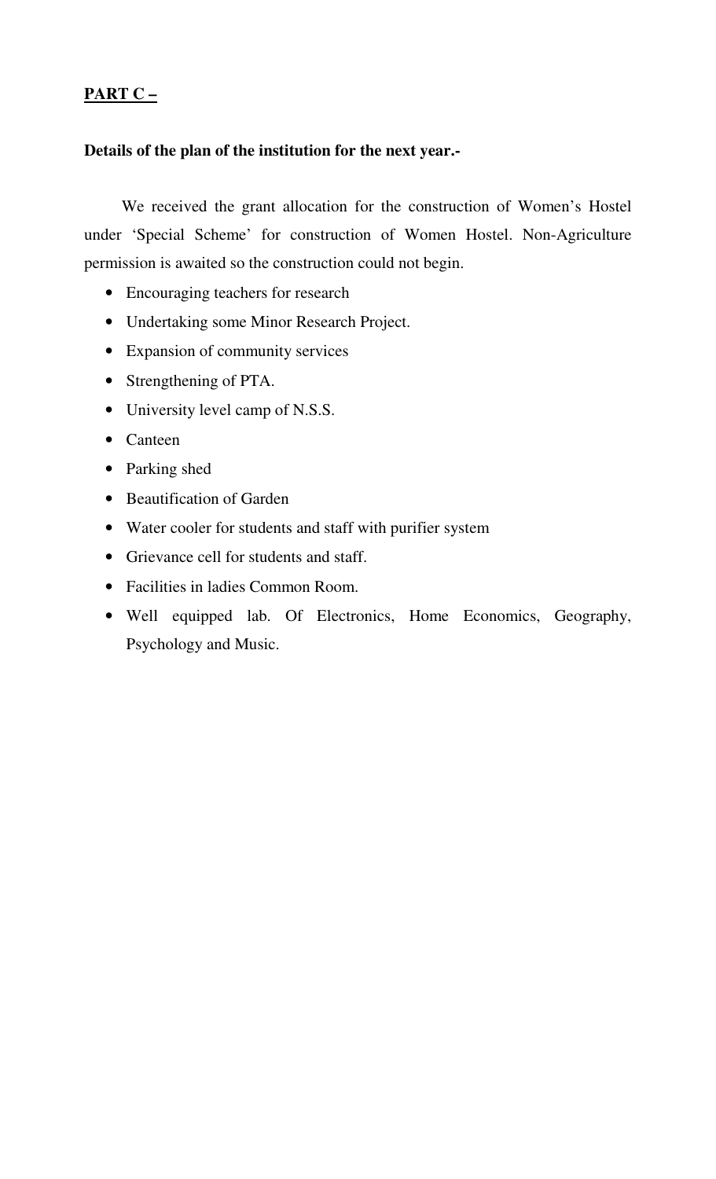**PART C –**

**Details of the plan of the institution for the next year.-**

We received the grant allocation for the construction of Women's Hostel under 'Special Scheme' for construction of Women Hostel. Non-Agriculture permission is awaited so the construction could not begin.

- Encouraging teachers for research
- Undertaking some Minor Research Project.
- Expansion of community services
- Strengthening of PTA.
- University level camp of N.S.S.
- Canteen
- Parking shed
- Beautification of Garden
- Water cooler for students and staff with purifier system
- Grievance cell for students and staff.
- Facilities in ladies Common Room.
- Well equipped lab. Of Electronics, Home Economics, Geography, Psychology and Music.